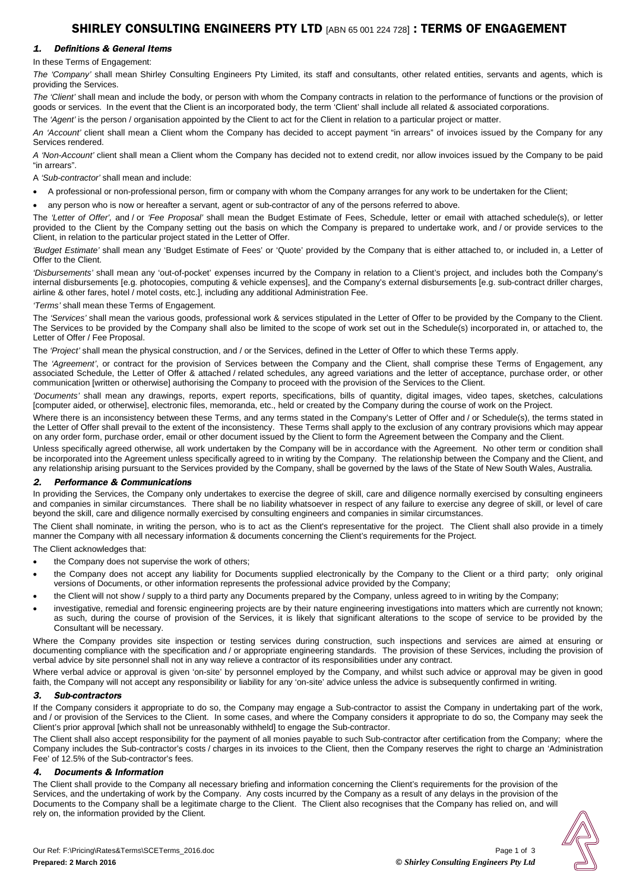# SHIRLEY CONSULTING ENGINEERS PTY LTD [ABN 65 001 224 728] : TERMS OF ENGAGEMENT

## *1. Definitions & General Items*

In these Terms of Engagement:

*The 'Company'* shall mean Shirley Consulting Engineers Pty Limited, its staff and consultants, other related entities, servants and agents, which is providing the Services.

*The 'Client'* shall mean and include the body, or person with whom the Company contracts in relation to the performance of functions or the provision of goods or services. In the event that the Client is an incorporated body, the term 'Client' shall include all related & associated corporations.

The *'Agent'* is the person / organisation appointed by the Client to act for the Client in relation to a particular project or matter.

*An 'Account'* client shall mean a Client whom the Company has decided to accept payment "in arrears" of invoices issued by the Company for any Services rendered.

*A 'Non-Account'* client shall mean a Client whom the Company has decided not to extend credit, nor allow invoices issued by the Company to be paid "in arrears".

A *'Sub-contractor'* shall mean and include:

- A professional or non-professional person, firm or company with whom the Company arranges for any work to be undertaken for the Client;
- any person who is now or hereafter a servant, agent or sub-contractor of any of the persons referred to above.

The *'Letter of Offer',* and / or *'Fee Proposal'* shall mean the Budget Estimate of Fees, Schedule, letter or email with attached schedule(s), or letter provided to the Client by the Company setting out the basis on which the Company is prepared to undertake work, and / or provide services to the Client, in relation to the particular project stated in the Letter of Offer.

*'Budget Estimate'* shall mean any 'Budget Estimate of Fees' or 'Quote' provided by the Company that is either attached to, or included in, a Letter of Offer to the Client.

*'Disbursements'* shall mean any 'out-of-pocket' expenses incurred by the Company in relation to a Client's project, and includes both the Company's internal disbursements [e.g. photocopies, computing & vehicle expenses], and the Company's external disbursements [e.g. sub-contract driller charges, airline & other fares, hotel / motel costs, etc.], including any additional Administration Fee.

*'Terms'* shall mean these Terms of Engagement.

The *'Services'* shall mean the various goods, professional work & services stipulated in the Letter of Offer to be provided by the Company to the Client. The Services to be provided by the Company shall also be limited to the scope of work set out in the Schedule(s) incorporated in, or attached to, the Letter of Offer / Fee Proposal.

The *'Project'* shall mean the physical construction, and / or the Services, defined in the Letter of Offer to which these Terms apply.

The *'Agreement'*, or contract for the provision of Services between the Company and the Client, shall comprise these Terms of Engagement, any associated Schedule, the Letter of Offer & attached / related schedules, any agreed variations and the letter of acceptance, purchase order, or other communication [written or otherwise] authorising the Company to proceed with the provision of the Services to the Client.

*'Documents'* shall mean any drawings, reports, expert reports, specifications, bills of quantity, digital images, video tapes, sketches, calculations [computer aided, or otherwise], electronic files, memoranda, etc., held or created by the Company during the course of work on the Project.

Where there is an inconsistency between these Terms, and any terms stated in the Company's Letter of Offer and / or Schedule(s), the terms stated in the Letter of Offer shall prevail to the extent of the inconsistency. These Terms shall apply to the exclusion of any contrary provisions which may appear on any order form, purchase order, email or other document issued by the Client to form the Agreement between the Company and the Client.

Unless specifically agreed otherwise, all work undertaken by the Company will be in accordance with the Agreement. No other term or condition shall be incorporated into the Agreement unless specifically agreed to in writing by the Company. The relationship between the Company and the Client, and any relationship arising pursuant to the Services provided by the Company, shall be governed by the laws of the State of New South Wales, Australia.

## *2. Performance & Communications*

In providing the Services, the Company only undertakes to exercise the degree of skill, care and diligence normally exercised by consulting engineers and companies in similar circumstances. There shall be no liability whatsoever in respect of any failure to exercise any degree of skill, or level of care beyond the skill, care and diligence normally exercised by consulting engineers and companies in similar circumstances.

The Client shall nominate, in writing the person, who is to act as the Client's representative for the project. The Client shall also provide in a timely manner the Company with all necessary information & documents concerning the Client's requirements for the Project.

The Client acknowledges that:

- the Company does not supervise the work of others;
- the Company does not accept any liability for Documents supplied electronically by the Company to the Client or a third party; only original versions of Documents, or other information represents the professional advice provided by the Company;
- the Client will not show / supply to a third party any Documents prepared by the Company, unless agreed to in writing by the Company;
- investigative, remedial and forensic engineering projects are by their nature engineering investigations into matters which are currently not known; as such, during the course of provision of the Services, it is likely that significant alterations to the scope of service to be provided by the Consultant will be necessary.

Where the Company provides site inspection or testing services during construction, such inspections and services are aimed at ensuring or documenting compliance with the specification and / or appropriate engineering standards. The provision of these Services, including the provision of verbal advice by site personnel shall not in any way relieve a contractor of its responsibilities under any contract.

Where verbal advice or approval is given 'on-site' by personnel employed by the Company, and whilst such advice or approval may be given in good faith, the Company will not accept any responsibility or liability for any 'on-site' advice unless the advice is subsequently confirmed in writing.

## *3. Sub-contractors*

If the Company considers it appropriate to do so, the Company may engage a Sub-contractor to assist the Company in undertaking part of the work, and / or provision of the Services to the Client. In some cases, and where the Company considers it appropriate to do so, the Company may seek the Client's prior approval [which shall not be unreasonably withheld] to engage the Sub-contractor.

The Client shall also accept responsibility for the payment of all monies payable to such Sub-contractor after certification from the Company; where the Company includes the Sub-contractor's costs / charges in its invoices to the Client, then the Company reserves the right to charge an 'Administration Fee' of 12.5% of the Sub-contractor's fees.

## *4. Documents & Information*

The Client shall provide to the Company all necessary briefing and information concerning the Client's requirements for the provision of the Services, and the undertaking of work by the Company. Any costs incurred by the Company as a result of any delays in the provision of the Documents to the Company shall be a legitimate charge to the Client. The Client also recognises that the Company has relied on, and will rely on, the information provided by the Client.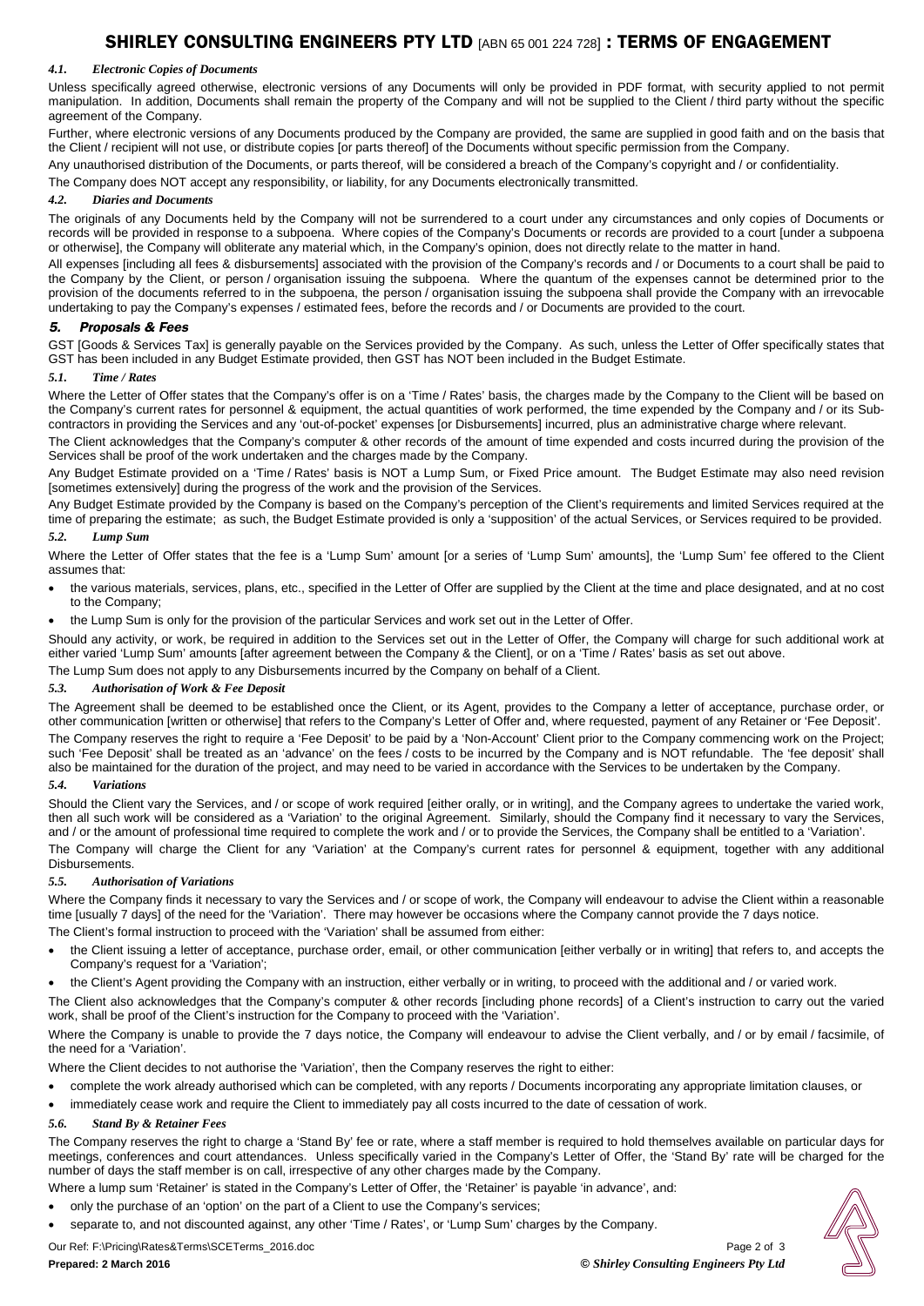#### *4.1. Electronic Copies of Documents*

Unless specifically agreed otherwise, electronic versions of any Documents will only be provided in PDF format, with security applied to not permit manipulation. In addition, Documents shall remain the property of the Company and will not be supplied to the Client / third party without the specific agreement of the Company.

Further, where electronic versions of any Documents produced by the Company are provided, the same are supplied in good faith and on the basis that the Client / recipient will not use, or distribute copies [or parts thereof] of the Documents without specific permission from the Company.

Any unauthorised distribution of the Documents, or parts thereof, will be considered a breach of the Company's copyright and / or confidentiality.

The Company does NOT accept any responsibility, or liability, for any Documents electronically transmitted.

#### *4.2. Diaries and Documents*

The originals of any Documents held by the Company will not be surrendered to a court under any circumstances and only copies of Documents or records will be provided in response to a subpoena. Where copies of the Company's Documents or records are provided to a court [under a subpoena or otherwise], the Company will obliterate any material which, in the Company's opinion, does not directly relate to the matter in hand.

All expenses [including all fees & disbursements] associated with the provision of the Company's records and / or Documents to a court shall be paid to the Company by the Client, or person / organisation issuing the subpoena. Where the quantum of the expenses cannot be determined prior to the provision of the documents referred to in the subpoena, the person / organisation issuing the subpoena shall provide the Company with an irrevocable undertaking to pay the Company's expenses / estimated fees, before the records and / or Documents are provided to the court.

### *5. Proposals & Fees*

GST [Goods & Services Tax] is generally payable on the Services provided by the Company. As such, unless the Letter of Offer specifically states that GST has been included in any Budget Estimate provided, then GST has NOT been included in the Budget Estimate.

#### *5.1. Time / Rates*

Where the Letter of Offer states that the Company's offer is on a 'Time / Rates' basis, the charges made by the Company to the Client will be based on the Company's current rates for personnel & equipment, the actual quantities of work performed, the time expended by the Company and / or its Sub-contractors in providing the Services and any 'out-of-pocket' expenses [or Disbursements] incurred, plus an administrative charge where relevant.

The Client acknowledges that the Company's computer & other records of the amount of time expended and costs incurred during the provision of the Services shall be proof of the work undertaken and the charges made by the Company.

Any Budget Estimate provided on a 'Time / Rates' basis is NOT a Lump Sum, or Fixed Price amount. The Budget Estimate may also need revision [sometimes extensively] during the progress of the work and the provision of the Services.

Any Budget Estimate provided by the Company is based on the Company's perception of the Client's requirements and limited Services required at the time of preparing the estimate; as such, the Budget Estimate provided is only a 'supposition' of the actual Services, or Services required to be provided.

#### *5.2. Lump Sum*

Where the Letter of Offer states that the fee is a 'Lump Sum' amount [or a series of 'Lump Sum' amounts], the 'Lump Sum' fee offered to the Client assumes that:

- the various materials, services, plans, etc., specified in the Letter of Offer are supplied by the Client at the time and place designated, and at no cost to the Company;
- the Lump Sum is only for the provision of the particular Services and work set out in the Letter of Offer.

Should any activity, or work, be required in addition to the Services set out in the Letter of Offer, the Company will charge for such additional work at either varied 'Lump Sum' amounts [after agreement between the Company & the Client], or on a 'Time / Rates' basis as set out above.

The Lump Sum does not apply to any Disbursements incurred by the Company on behalf of a Client.

#### *5.3. Authorisation of Work & Fee Deposit*

The Agreement shall be deemed to be established once the Client, or its Agent, provides to the Company a letter of acceptance, purchase order, or other communication [written or otherwise] that refers to the Company's Letter of Offer and, where requested, payment of any Retainer or 'Fee Deposit'.

The Company reserves the right to require a 'Fee Deposit' to be paid by a 'Non-Account' Client prior to the Company commencing work on the Project; such 'Fee Deposit' shall be treated as an 'advance' on the fees / costs to be incurred by the Company and is NOT refundable. The 'fee deposit' shall also be maintained for the duration of the project, and may need to be varied in accordance with the Services to be undertaken by the Company.

#### *5.4. Variations*

Should the Client vary the Services, and / or scope of work required [either orally, or in writing], and the Company agrees to undertake the varied work, then all such work will be considered as a 'Variation' to the original Agreement. Similarly, should the Company find it necessary to vary the Services, and / or the amount of professional time required to complete the work and / or to provide the Services, the Company shall be entitled to a 'Variation'.

The Company will charge the Client for any 'Variation' at the Company's current rates for personnel & equipment, together with any additional Disbursements.

#### *5.5. Authorisation of Variations*

Where the Company finds it necessary to vary the Services and / or scope of work, the Company will endeavour to advise the Client within a reasonable time [usually 7 days] of the need for the 'Variation'. There may however be occasions where the Company cannot provide the 7 days notice.

The Client's formal instruction to proceed with the 'Variation' shall be assumed from either:

- the Client issuing a letter of acceptance, purchase order, email, or other communication [either verbally or in writing] that refers to, and accepts the Company's request for a 'Variation';
- the Client's Agent providing the Company with an instruction, either verbally or in writing, to proceed with the additional and / or varied work.

The Client also acknowledges that the Company's computer & other records [including phone records] of a Client's instruction to carry out the varied work, shall be proof of the Client's instruction for the Company to proceed with the 'Variation'.

Where the Company is unable to provide the 7 days notice, the Company will endeavour to advise the Client verbally, and / or by email / facsimile, of the need for a 'Variation'.

Where the Client decides to not authorise the 'Variation', then the Company reserves the right to either:

- complete the work already authorised which can be completed, with any reports / Documents incorporating any appropriate limitation clauses, or
- immediately cease work and require the Client to immediately pay all costs incurred to the date of cessation of work.

#### *5.6. Stand By & Retainer Fees*

The Company reserves the right to charge a 'Stand By' fee or rate, where a staff member is required to hold themselves available on particular days for meetings, conferences and court attendances. Unless specifically varied in the Company's Letter of Offer, the 'Stand By' rate will be charged for the number of days the staff member is on call, irrespective of any other charges made by the Company.

Where a lump sum 'Retainer' is stated in the Company's Letter of Offer, the 'Retainer' is payable 'in advance', and:

- only the purchase of an 'option' on the part of a Client to use the Company's services;
- separate to, and not discounted against, any other 'Time / Rates', or 'Lump Sum' charges by the Company.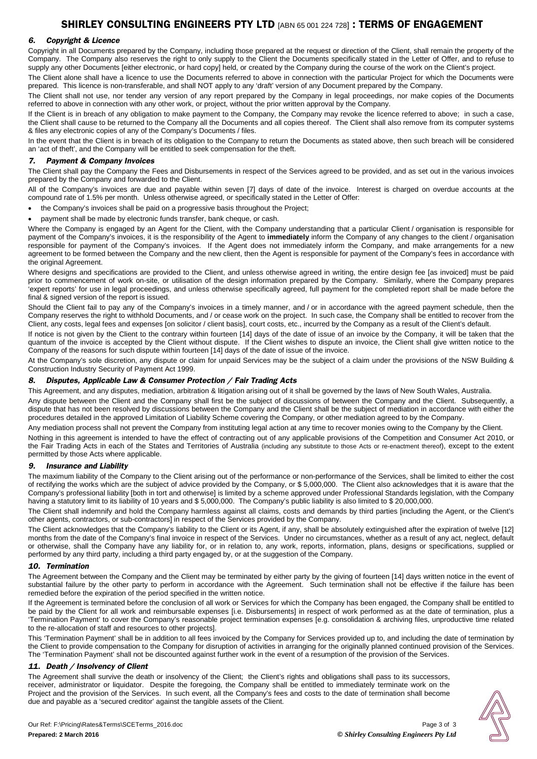# SHIRLEY CONSULTING ENGINEERS PTY LTD [ABN 65 001 224 728] : TERMS OF ENGAGEMENT

### *6. Copyright & Licence*

Copyright in all Documents prepared by the Company, including those prepared at the request or direction of the Client, shall remain the property of the Company. The Company also reserves the right to only supply to the Client the Documents specifically stated in the Letter of Offer, and to refuse to supply any other Documents [either electronic, or hard copy] held, or created by the Company during the course of the work on the Client's project.

The Client alone shall have a licence to use the Documents referred to above in connection with the particular Project for which the Documents were prepared. This licence is non-transferable, and shall NOT apply to any 'draft' version of any Document prepared by the Company.

The Client shall not use, nor tender any version of any report prepared by the Company in legal proceedings, nor make copies of the Documents referred to above in connection with any other work, or project, without the prior written approval by the Company.

If the Client is in breach of any obligation to make payment to the Company, the Company may revoke the licence referred to above; in such a case, the Client shall cause to be returned to the Company all the Documents and all copies thereof. The Client shall also remove from its computer systems & files any electronic copies of any of the Company's Documents / files.

In the event that the Client is in breach of its obligation to the Company to return the Documents as stated above, then such breach will be considered an 'act of theft', and the Company will be entitled to seek compensation for the theft.

### *7. Payment & Company Invoices*

The Client shall pay the Company the Fees and Disbursements in respect of the Services agreed to be provided, and as set out in the various invoices prepared by the Company and forwarded to the Client.

All of the Company's invoices are due and payable within seven [7] days of date of the invoice. Interest is charged on overdue accounts at the compound rate of 1.5% per month. Unless otherwise agreed, or specifically stated in the Letter of Offer:

- the Company's invoices shall be paid on a progressive basis throughout the Project;
- payment shall be made by electronic funds transfer, bank cheque, or cash.

Where the Company is engaged by an Agent for the Client, with the Company understanding that a particular Client / organisation is responsible for payment of the Company's invoices, it is the responsibility of the Agent to **immediately** inform the Company of any changes to the client / organisation responsible for payment of the Company's invoices. If the Agent does not immediately inform the Company, and make arrangements for a new agreement to be formed between the Company and the new client, then the Agent is responsible for payment of the Company's fees in accordance with the original Agreement.

Where designs and specifications are provided to the Client, and unless otherwise agreed in writing, the entire design fee [as invoiced] must be paid prior to commencement of work on-site, or utilisation of the design information prepared by the Company. Similarly, where the Company prepares 'expert reports' for use in legal proceedings, and unless otherwise specifically agreed, full payment for the completed report shall be made before the final & signed version of the report is issued.

Should the Client fail to pay any of the Company's invoices in a timely manner, and / or in accordance with the agreed payment schedule, then the Company reserves the right to withhold Documents, and / or cease work on the project. In such case, the Company shall be entitled to recover from the Client, any costs, legal fees and expenses [on solicitor / client basis], court costs, etc., incurred by the Company as a result of the Client's default.

If notice is not given by the Client to the contrary within fourteen [14] days of the date of issue of an invoice by the Company, it will be taken that the quantum of the invoice is accepted by the Client without dispute. If the Client wishes to dispute an invoice, the Client shall give written notice to the Company of the reasons for such dispute within fourteen [14] days of the date of issue of the invoice.

At the Company's sole discretion, any dispute or claim for unpaid Services may be the subject of a claim under the provisions of the NSW Building & Construction Industry Security of Payment Act 1999.

### *8. Disputes, Applicable Law & Consumer Protection / Fair Trading Acts*

This Agreement, and any disputes, mediation, arbitration & litigation arising out of it shall be governed by the laws of New South Wales, Australia.

Any dispute between the Client and the Company shall first be the subject of discussions of between the Company and the Client. Subsequently, a dispute that has not been resolved by discussions between the Company and the Client shall be the subject of mediation in accordance with either the procedures detailed in the approved Limitation of Liability Scheme covering the Company, or other mediation agreed to by the Company.

Any mediation process shall not prevent the Company from instituting legal action at any time to recover monies owing to the Company by the Client.

Nothing in this agreement is intended to have the effect of contracting out of any applicable provisions of the Competition and Consumer Act 2010, or the Fair Trading Acts in each of the States and Territories of Australia (including any substitute to those Acts or re-enactment thereof), except to the extent permitted by those Acts where applicable.

### *9. Insurance and Liability*

The maximum liability of the Company to the Client arising out of the performance or non-performance of the Services, shall be limited to either the cost of rectifying the works which are the subject of advice provided by the Company, or $ 5,000,000. The Client also acknowledges that it is aware that the Company's professional liability [both in tort and otherwise] is limited by a scheme approved under Professional Standards legislation, with the Company having a statutory limit to its liability of 10 years and $ 5,000,000. The Company's public liability is also limited to $ 20,000,000.

The Client shall indemnify and hold the Company harmless against all claims, costs and demands by third parties [including the Agent, or the Client's other agents, contractors, or sub-contractors] in respect of the Services provided by the Company.

The Client acknowledges that the Company's liability to the Client or its Agent, if any, shall be absolutely extinguished after the expiration of twelve [12] months from the date of the Company's final invoice in respect of the Services. Under no circumstances, whether as a result of any act, neglect, default or otherwise, shall the Company have any liability for, or in relation to, any work, reports, information, plans, designs or specifications, supplied or performed by any third party, including a third party engaged by, or at the suggestion of the Company.

### *10. Termination*

The Agreement between the Company and the Client may be terminated by either party by the giving of fourteen [14] days written notice in the event of substantial failure by the other party to perform in accordance with the Agreement. Such termination shall not be effective if the failure has been remedied before the expiration of the period specified in the written notice.

If the Agreement is terminated before the conclusion of all work or Services for which the Company has been engaged, the Company shall be entitled to be paid by the Client for all work and reimbursable expenses [i.e. Disbursements] in respect of work performed as at the date of termination, plus a 'Termination Payment' to cover the Company's reasonable project termination expenses [e.g. consolidation & archiving files, unproductive time related to the re-allocation of staff and resources to other projects].

This 'Termination Payment' shall be in addition to all fees invoiced by the Company for Services provided up to, and including the date of termination by the Client to provide compensation to the Company for disruption of activities in arranging for the originally planned continued provision of the Services. The 'Termination Payment' shall not be discounted against further work in the event of a resumption of the provision of the Services.

### *11. Death / Insolvency of Client*

The Agreement shall survive the death or insolvency of the Client; the Client's rights and obligations shall pass to its successors, receiver, administrator or liquidator. Despite the foregoing, the Company shall be entitled to immediately terminate work on the Project and the provision of the Services. In such event, all the Company's fees and costs to the date of termination shall become due and payable as a 'secured creditor' against the tangible assets of the Client.

Our Ref: F:\Pricing\Rates&Terms\SCETerms_2016.doc

**Prepared: 2 March 2016**

***© Shirley Consulting Engineers Pty Ltd***